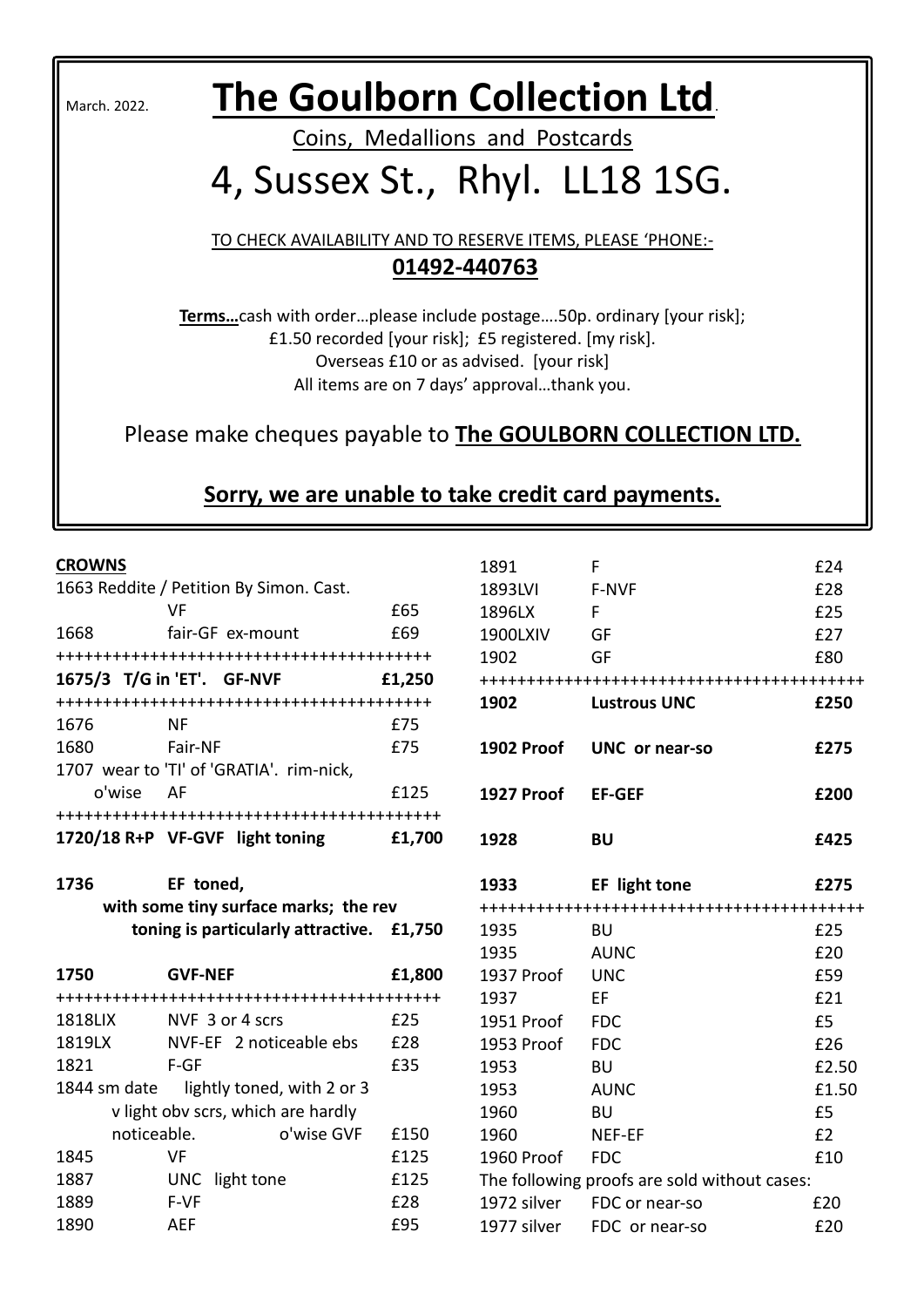March. 2022.

# The Goulborn Collection Ltd.

Coins, Medallions and Postcards

## 4, Sussex St., Rhyl. LL18 1SG.

TO CHECK AVAILABILITY AND TO RESERVE ITEMS, PLEASE 'PHONE:-

**01492-440763**

**Terms…**cash with order…please include postage….50p. ordinary [your risk]; £1.50 recorded [your risk]; £5 registered. [my risk]. Overseas £10 or as advised. [your risk] All items are on 7 days' approval…thank you.

Please make cheques payable to **The GOULBORN COLLECTION LTD.**

**Sorry, we are unable to take credit card payments.**

**CROWNS**

| | | |
|---|---|---|
| 1663 Reddite / Petition By Simon. Cast. | | |
| | VF | £65 |
| 1668 | fair-GF ex-mount | £69 |
| **1675/3 T/G in 'ET'.** | **GF-NVF** | **£1,250** |
| 1676 | NF | £75 |
| 1680 | Fair-NF | £75 |
| 1707 wear to 'TI' of 'GRATIA'. rim-nick, o'wise | AF | £125 |
| **1720/18 R+P** | **VF-GVF light toning** | **£1,700** |
| **1736** | **EF toned, with some tiny surface marks; the rev toning is particularly attractive.** | **£1,750** |
| **1750** | **GVF-NEF** | **£1,800** |
| 1818LIX | NVF 3 or 4 scrs | £25 |
| 1819LX | NVF-EF 2 noticeable ebs | £28 |
| 1821 | F-GF | £35 |
| 1844 sm date | lightly toned, with 2 or 3 v light obv scrs, which are hardly noticeable. o'wise GVF | £150 |
| 1845 | VF | £125 |
| 1887 | UNC light tone | £125 |
| 1889 | F-VF | £28 |
| 1890 | AEF | £95 |
| 1891 | F | £24 |
| 1893LVI | F-NVF | £28 |
| 1896LX | F | £25 |
| 1900LXIV | GF | £27 |
| 1902 | GF | £80 |
| **1902** | **Lustrous UNC** | **£250** |
| **1902 Proof** | **UNC or near-so** | **£275** |
| **1927 Proof** | **EF-GEF** | **£200** |
| **1928** | **BU** | **£425** |
| **1933** | **EF light tone** | **£275** |
| 1935 | BU | £25 |
| 1935 | AUNC | £20 |
| 1937 Proof | UNC | £59 |
| 1937 | EF | £21 |
| 1951 Proof | FDC | £5 |
| 1953 Proof | FDC | £26 |
| 1953 | BU | £2.50 |
| 1953 | AUNC | £1.50 |
| 1960 | BU | £5 |
| 1960 | NEF-EF | £2 |
| 1960 Proof | FDC | £10 |
| The following proofs are sold without cases: | | |
| 1972 silver | FDC or near-so | £20 |
| 1977 silver | FDC or near-so | £20 |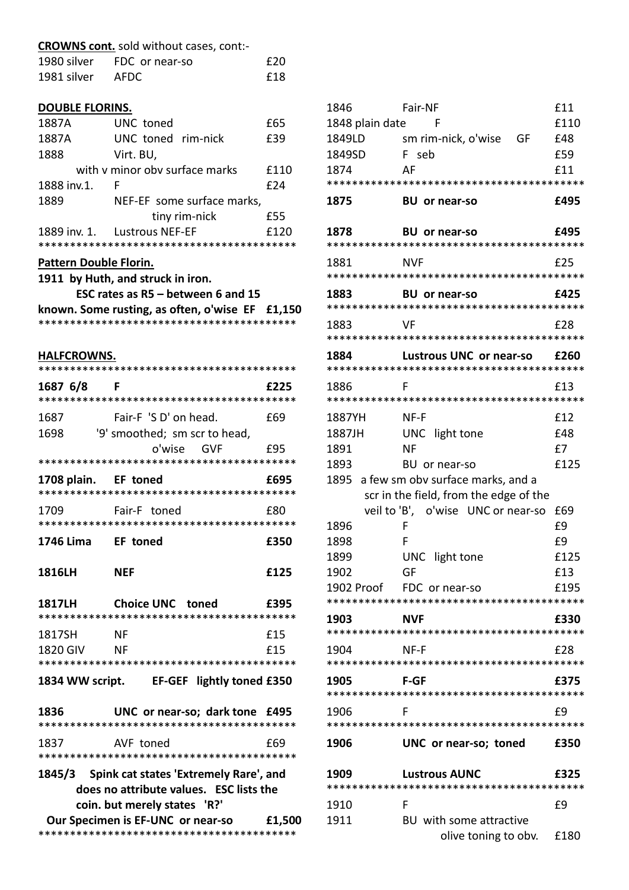**CROWNS cont.** sold without cases, cont:-

| | | |
|---|---|---|
| 1980 silver | FDC or near-so | £20 |
| 1981 silver | AFDC | £18 |

**DOUBLE FLORINS.**

| | | |
|---|---|---|
| 1887A | UNC toned | £65 |
| 1887A | UNC toned rim-nick | £39 |
| 1888 | Virt. BU, with v minor obv surface marks | £110 |
| 1888 inv.1. | F | £24 |
| 1889 | NEF-EF some surface marks, tiny rim-nick | £55 |
| 1889 inv. 1. | Lustrous NEF-EF | £120 |

******************************************

**Pattern Double Florin.**

**1911 by Huth, and struck in iron.**
**ESC rates as R5 – between 6 and 15 known. Some rusting, as often, o'wise EF £1,150**

******************************************

**HALFCROWNS.**

******************************************

**1687 6/8 F £225**

******************************************

| | | |
|---|---|---|
| 1687 | Fair-F 'S D' on head. | £69 |
| 1698 | '9' smoothed; sm scr to head, o'wise GVF | £95 |

******************************************

**1708 plain. EF toned £695**

******************************************

1709 Fair-F toned £80

******************************************

**1746 Lima EF toned £350**

**1816LH NEF £125**

**1817LH Choice UNC toned £395**

******************************************

| | | |
|---|---|---|
| 1817SH | NF | £15 |
| 1820 GIV | NF | £15 |

******************************************

**1834 WW script. EF-GEF lightly toned £350**

**1836 UNC or near-so; dark tone £495**

******************************************

1837 AVF toned £69

******************************************

**1845/3 Spink cat states 'Extremely Rare', and does no attribute values. ESC lists the coin. but merely states 'R?'**
**Our Specimen is EF-UNC or near-so £1,500**

******************************************

| | | |
|---|---|---|
| 1846 | Fair-NF | £11 |
| 1848 plain date | F | £110 |
| 1849LD | sm rim-nick, o'wise GF | £48 |
| 1849SD | F seb | £59 |
| 1874 | AF | £11 |

******************************************

**1875 BU or near-so £495**

**1878 BU or near-so £495**

******************************************

1881 NVF £25

******************************************

**1883 BU or near-so £425**

******************************************

1883 VF £28

******************************************

**1884 Lustrous UNC or near-so £260**

******************************************

1886 F £13

******************************************

| | | |
|---|---|---|
| 1887YH | NF-F | £12 |
| 1887JH | UNC light tone | £48 |
| 1891 | NF | £7 |
| 1893 | BU or near-so | £125 |
| 1895 | a few sm obv surface marks, and a scr in the field, from the edge of the veil to 'B', o'wise UNC or near-so | £69 |
| 1896 | F | £9 |
| 1898 | F | £9 |
| 1899 | UNC light tone | £125 |
| 1902 | GF | £13 |
| 1902 Proof | FDC or near-so | £195 |

******************************************

**1903 NVF £330**

******************************************

1904 NF-F £28

******************************************

**1905 F-GF £375**

******************************************

1906 F £9

******************************************

**1906 UNC or near-so; toned £350**

**1909 Lustrous AUNC £325**

******************************************

| | | |
|---|---|---|
| 1910 | F | £9 |
| 1911 | BU with some attractive olive toning to obv. | £180 |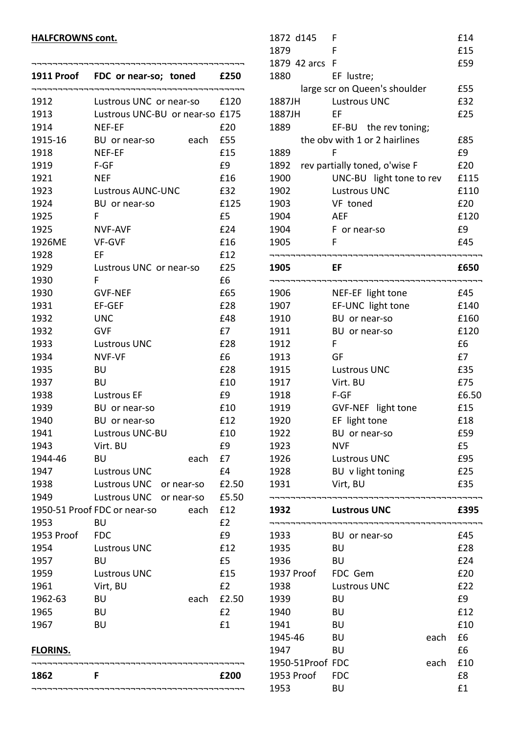**HALFCROWNS cont.**

| | | |
|---|---|---|
| **1911 Proof** | **FDC or near-so; toned** | **£250** |
| 1912 | Lustrous UNC or near-so | £120 |
| 1913 | Lustrous UNC-BU or near-so | £175 |
| 1914 | NEF-EF | £20 |
| 1915-16 | BU or near-so each | £55 |
| 1918 | NEF-EF | £15 |
| 1919 | F-GF | £9 |
| 1921 | NEF | £16 |
| 1923 | Lustrous AUNC-UNC | £32 |
| 1924 | BU or near-so | £125 |
| 1925 | F | £5 |
| 1925 | NVF-AVF | £24 |
| 1926ME | VF-GVF | £16 |
| 1928 | EF | £12 |
| 1929 | Lustrous UNC or near-so | £25 |
| 1930 | F | £6 |
| 1930 | GVF-NEF | £65 |
| 1931 | EF-GEF | £28 |
| 1932 | UNC | £48 |
| 1932 | GVF | £7 |
| 1933 | Lustrous UNC | £28 |
| 1934 | NVF-VF | £6 |
| 1935 | BU | £28 |
| 1937 | BU | £10 |
| 1938 | Lustrous EF | £9 |
| 1939 | BU or near-so | £10 |
| 1940 | BU or near-so | £12 |
| 1941 | Lustrous UNC-BU | £10 |
| 1943 | Virt. BU | £9 |
| 1944-46 | BU each | £7 |
| 1947 | Lustrous UNC | £4 |
| 1938 | Lustrous UNC or near-so | £2.50 |
| 1949 | Lustrous UNC or near-so | £5.50 |
| 1950-51 Proof | FDC or near-so each | £12 |
| 1953 | BU | £2 |
| 1953 Proof | FDC | £9 |
| 1954 | Lustrous UNC | £12 |
| 1957 | BU | £5 |
| 1959 | Lustrous UNC | £15 |
| 1961 | Virt, BU | £2 |
| 1962-63 | BU each | £2.50 |
| 1965 | BU | £2 |
| 1967 | BU | £1 |

**FLORINS.**

| | | |
|---|---|---|
| **1862** | **F** | **£200** |
| 1872 d145 | F | £14 |
| 1879 | F | £15 |
| 1879 42 arcs | F | £59 |
| 1880 | EF lustre; large scr on Queen's shoulder | £55 |
| 1887JH | Lustrous UNC | £32 |
| 1887JH | EF | £25 |
| 1889 | EF-BU the rev toning; the obv with 1 or 2 hairlines | £85 |
| 1889 | F | £9 |
| 1892 | rev partially toned, o'wise F | £20 |
| 1900 | UNC-BU light tone to rev | £115 |
| 1902 | Lustrous UNC | £110 |
| 1903 | VF toned | £20 |
| 1904 | AEF | £120 |
| 1904 | F or near-so | £9 |
| 1905 | F | £45 |
| **1905** | **EF** | **£650** |
| 1906 | NEF-EF light tone | £45 |
| 1907 | EF-UNC light tone | £140 |
| 1910 | BU or near-so | £160 |
| 1911 | BU or near-so | £120 |
| 1912 | F | £6 |
| 1913 | GF | £7 |
| 1915 | Lustrous UNC | £35 |
| 1917 | Virt. BU | £75 |
| 1918 | F-GF | £6.50 |
| 1919 | GVF-NEF light tone | £15 |
| 1920 | EF light tone | £18 |
| 1922 | BU or near-so | £59 |
| 1923 | NVF | £5 |
| 1926 | Lustrous UNC | £95 |
| 1928 | BU v light toning | £25 |
| 1931 | Virt, BU | £35 |
| **1932** | **Lustrous UNC** | **£395** |
| 1933 | BU or near-so | £45 |
| 1935 | BU | £28 |
| 1936 | BU | £24 |
| 1937 Proof | FDC Gem | £20 |
| 1938 | Lustrous UNC | £22 |
| 1939 | BU | £9 |
| 1940 | BU | £12 |
| 1941 | BU | £10 |
| 1945-46 | BU each | £6 |
| 1947 | BU | £6 |
| 1950-51Proof | FDC each | £10 |
| 1953 Proof | FDC | £8 |
| 1953 | BU | £1 |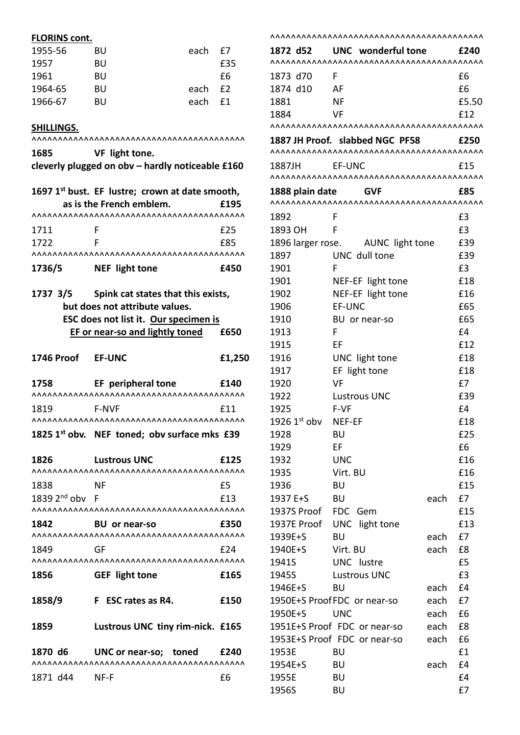**FLORINS cont.**

| | | | |
|---|---|---|---|
| 1955-56 | BU | each | £7 |
| 1957 | BU | | £35 |
| 1961 | BU | | £6 |
| 1964-65 | BU | each | £2 |
| 1966-67 | BU | each | £1 |

**SHILLINGS.**

^^^^^^^^^^^^^^^^^^^^^^^^^^^^^^^^^^^^^^^^

**1685 VF light tone.**
**cleverly plugged on obv – hardly noticeable £160**

**1697 1st bust. EF lustre; crown at date smooth, as is the French emblem. £195**

^^^^^^^^^^^^^^^^^^^^^^^^^^^^^^^^^^^^^^^^

| | | |
|---|---|---|
| 1711 | F | £25 |
| 1722 | F | £85 |

^^^^^^^^^^^^^^^^^^^^^^^^^^^^^^^^^^^^^^^^

**1736/5 NEF light tone £450**

**1737 3/5 Spink cat states that this exists, but does not attribute values. ESC does not list it. Our specimen is EF or near-so and lightly toned £650**

**1746 Proof EF-UNC £1,250**

**1758 EF peripheral tone £140**

^^^^^^^^^^^^^^^^^^^^^^^^^^^^^^^^^^^^^^^^

1819 F-NVF £11

^^^^^^^^^^^^^^^^^^^^^^^^^^^^^^^^^^^^^^^^

**1825 1st obv. NEF toned; obv surface mks £39**

**1826 Lustrous UNC £125**

^^^^^^^^^^^^^^^^^^^^^^^^^^^^^^^^^^^^^^^^

| | | |
|---|---|---|
| 1838 | NF | £5 |
| 1839 2nd obv | F | £13 |

^^^^^^^^^^^^^^^^^^^^^^^^^^^^^^^^^^^^^^^^

**1842 BU or near-so £350**

^^^^^^^^^^^^^^^^^^^^^^^^^^^^^^^^^^^^^^^^

1849 GF £24

^^^^^^^^^^^^^^^^^^^^^^^^^^^^^^^^^^^^^^^^

**1856 GEF light tone £165**

**1858/9 F ESC rates as R4. £150**

**1859 Lustrous UNC tiny rim-nick. £165**

**1870 d6 UNC or near-so; toned £240**

^^^^^^^^^^^^^^^^^^^^^^^^^^^^^^^^^^^^^^^^

1871 d44 NF-F £6

^^^^^^^^^^^^^^^^^^^^^^^^^^^^^^^^^^^^^^^^

**1872 d52 UNC wonderful tone £240**

^^^^^^^^^^^^^^^^^^^^^^^^^^^^^^^^^^^^^^^^

| | | |
|---|---|---|
| 1873 d70 | F | £6 |
| 1874 d10 | AF | £6 |
| 1881 | NF | £5.50 |
| 1884 | VF | £12 |

^^^^^^^^^^^^^^^^^^^^^^^^^^^^^^^^^^^^^^^^

**1887 JH Proof. slabbed NGC PF58 £250**

^^^^^^^^^^^^^^^^^^^^^^^^^^^^^^^^^^^^^^^^

1887JH EF-UNC £15

^^^^^^^^^^^^^^^^^^^^^^^^^^^^^^^^^^^^^^^^

**1888 plain date GVF £85**

^^^^^^^^^^^^^^^^^^^^^^^^^^^^^^^^^^^^^^^^

| | | | |
|---|---|---|---|
| 1892 | F | | £3 |
| 1893 OH | F | | £3 |
| 1896 larger rose. | AUNC light tone | | £39 |
| 1897 | UNC dull tone | | £39 |
| 1901 | F | | £3 |
| 1901 | NEF-EF light tone | | £18 |
| 1902 | NEF-EF light tone | | £16 |
| 1906 | EF-UNC | | £65 |
| 1910 | BU or near-so | | £65 |
| 1913 | F | | £4 |
| 1915 | EF | | £12 |
| 1916 | UNC light tone | | £18 |
| 1917 | EF light tone | | £18 |
| 1920 | VF | | £7 |
| 1922 | Lustrous UNC | | £39 |
| 1925 | F-VF | | £4 |
| 1926 1st obv | NEF-EF | | £18 |
| 1928 | BU | | £25 |
| 1929 | EF | | £6 |
| 1932 | UNC | | £16 |
| 1935 | Virt. BU | | £16 |
| 1936 | BU | | £15 |
| 1937 E+S | BU | each | £7 |
| 1937S Proof | FDC Gem | | £15 |
| 1937E Proof | UNC light tone | | £13 |
| 1939E+S | BU | each | £7 |
| 1940E+S | Virt. BU | each | £8 |
| 1941S | UNC lustre | | £5 |
| 1945S | Lustrous UNC | | £3 |
| 1946E+S | BU | each | £4 |
| 1950E+S Proof | FDC or near-so | each | £7 |
| 1950E+S | UNC | each | £6 |
| 1951E+S Proof | FDC or near-so | each | £8 |
| 1953E+S Proof | FDC or near-so | each | £6 |
| 1953E | BU | | £1 |
| 1954E+S | BU | each | £4 |
| 1955E | BU | | £4 |
| 1956S | BU | | £7 |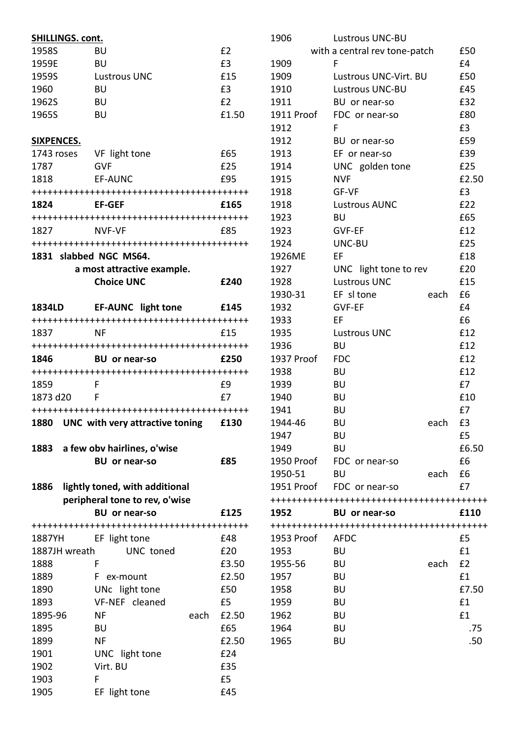**SHILLINGS. cont.**

| | | |
|---|---|---|
| 1958S | BU | £2 |
| 1959E | BU | £3 |
| 1959S | Lustrous UNC | £15 |
| 1960 | BU | £3 |
| 1962S | BU | £2 |
| 1965S | BU | £1.50 |

**SIXPENCES.**

| | | |
|---|---|---|
| 1743 roses | VF light tone | £65 |
| 1787 | GVF | £25 |
| 1818 | EF-AUNC | £95 |

+++++++++++++++++++++++++++++++++++++++++

| | | |
|---|---|---|
| **1824** | **EF-GEF** | **£165** |

+++++++++++++++++++++++++++++++++++++++++

| | | |
|---|---|---|
| 1827 | NVF-VF | £85 |

+++++++++++++++++++++++++++++++++++++++++

**1831 slabbed NGC MS64.**
**a most attractive example.**
**Choice UNC** **£240**

| | | |
|---|---|---|
| **1834LD** | **EF-AUNC light tone** | **£145** |

+++++++++++++++++++++++++++++++++++++++++

| | | |
|---|---|---|
| 1837 | NF | £15 |

+++++++++++++++++++++++++++++++++++++++++

| | | |
|---|---|---|
| **1846** | **BU or near-so** | **£250** |

+++++++++++++++++++++++++++++++++++++++++

| | | |
|---|---|---|
| 1859 | F | £9 |
| 1873 d20 | F | £7 |

+++++++++++++++++++++++++++++++++++++++++

**1880 UNC with very attractive toning** **£130**

**1883 a few obv hairlines, o'wise**
**BU or near-so** **£85**

**1886 lightly toned, with additional**
**peripheral tone to rev, o'wise**
**BU or near-so** **£125**

+++++++++++++++++++++++++++++++++++++++++

| | | |
|---|---|---|
| 1887YH | EF light tone | £48 |
| 1887JH wreath | UNC toned | £20 |
| 1888 | F | £3.50 |
| 1889 | F ex-mount | £2.50 |
| 1890 | UNc light tone | £50 |
| 1893 | VF-NEF cleaned | £5 |
| 1895-96 | NF each | £2.50 |
| 1895 | BU | £65 |
| 1899 | NF | £2.50 |
| 1901 | UNC light tone | £24 |
| 1902 | Virt. BU | £35 |
| 1903 | F | £5 |
| 1905 | EF light tone | £45 |
| 1906 | Lustrous UNC-BU with a central rev tone-patch | £50 |
| 1909 | F | £4 |
| 1909 | Lustrous UNC-Virt. BU | £50 |
| 1910 | Lustrous UNC-BU | £45 |
| 1911 | BU or near-so | £32 |
| 1911 Proof | FDC or near-so | £80 |
| 1912 | F | £3 |
| 1912 | BU or near-so | £59 |
| 1913 | EF or near-so | £39 |
| 1914 | UNC golden tone | £25 |
| 1915 | NVF | £2.50 |
| 1918 | GF-VF | £3 |
| 1918 | Lustrous AUNC | £22 |
| 1923 | BU | £65 |
| 1923 | GVF-EF | £12 |
| 1924 | UNC-BU | £25 |
| 1926ME | EF | £18 |
| 1927 | UNC light tone to rev | £20 |
| 1928 | Lustrous UNC | £15 |
| 1930-31 | EF sl tone each | £6 |
| 1932 | GVF-EF | £4 |
| 1933 | EF | £6 |
| 1935 | Lustrous UNC | £12 |
| 1936 | BU | £12 |
| 1937 Proof | FDC | £12 |
| 1938 | BU | £12 |
| 1939 | BU | £7 |
| 1940 | BU | £10 |
| 1941 | BU | £7 |
| 1944-46 | BU each | £3 |
| 1947 | BU | £5 |
| 1949 | BU | £6.50 |
| 1950 Proof | FDC or near-so | £6 |
| 1950-51 | BU each | £6 |
| 1951 Proof | FDC or near-so | £7 |

+++++++++++++++++++++++++++++++++++++++++

| | | |
|---|---|---|
| **1952** | **BU or near-so** | **£110** |

+++++++++++++++++++++++++++++++++++++++++

| | | |
|---|---|---|
| 1953 Proof | AFDC | £5 |
| 1953 | BU | £1 |
| 1955-56 | BU each | £2 |
| 1957 | BU | £1 |
| 1958 | BU | £7.50 |
| 1959 | BU | £1 |
| 1962 | BU | £1 |
| 1964 | BU | .75 |
| 1965 | BU | .50 |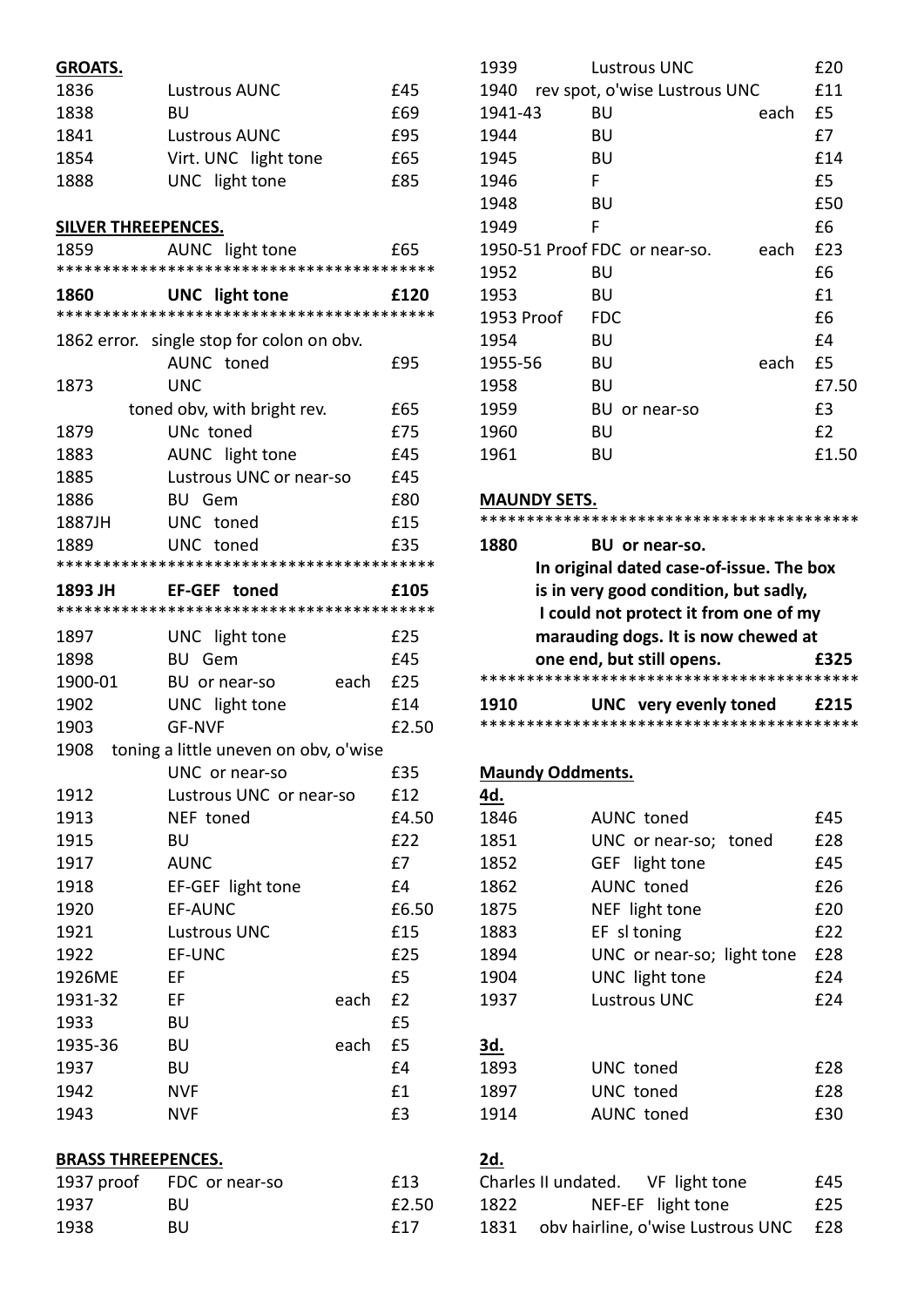**GROATS.**

| | | |
|---|---|---|
| 1836 | Lustrous AUNC | £45 |
| 1838 | BU | £69 |
| 1841 | Lustrous AUNC | £95 |
| 1854 | Virt. UNC light tone | £65 |
| 1888 | UNC light tone | £85 |

**SILVER THREEPENCES.**

1859 AUNC light tone £65

*****************************************

**1860 UNC light tone £120**

*****************************************

1862 error. single stop for colon on obv. AUNC toned £95

1873 UNC toned obv, with bright rev. £65

| | | |
|---|---|---|
| 1879 | UNc toned | £75 |
| 1883 | AUNC light tone | £45 |
| 1885 | Lustrous UNC or near-so | £45 |
| 1886 | BU Gem | £80 |
| 1887JH | UNC toned | £15 |
| 1889 | UNC toned | £35 |

*****************************************

**1893 JH EF-GEF toned £105**

*****************************************

| | | |
|---|---|---|
| 1897 | UNC light tone | £25 |
| 1898 | BU Gem | £45 |
| 1900-01 | BU or near-so each | £25 |
| 1902 | UNC light tone | £14 |
| 1903 | GF-NVF | £2.50 |
| 1908 | toning a little uneven on obv, o'wise UNC or near-so | £35 |
| 1912 | Lustrous UNC or near-so | £12 |
| 1913 | NEF toned | £4.50 |
| 1915 | BU | £22 |
| 1917 | AUNC | £7 |
| 1918 | EF-GEF light tone | £4 |
| 1920 | EF-AUNC | £6.50 |
| 1921 | Lustrous UNC | £15 |
| 1922 | EF-UNC | £25 |
| 1926ME | EF | £5 |
| 1931-32 | EF each | £2 |
| 1933 | BU | £5 |
| 1935-36 | BU each | £5 |
| 1937 | BU | £4 |
| 1942 | NVF | £1 |
| 1943 | NVF | £3 |

**BRASS THREEPENCES.**

| | | |
|---|---|---|
| 1937 proof | FDC or near-so | £13 |
| 1937 | BU | £2.50 |
| 1938 | BU | £17 |
| 1939 | Lustrous UNC | £20 |
| 1940 | rev spot, o'wise Lustrous UNC | £11 |
| 1941-43 | BU each | £5 |
| 1944 | BU | £7 |
| 1945 | BU | £14 |
| 1946 | F | £5 |
| 1948 | BU | £50 |
| 1949 | F | £6 |
| 1950-51 | Proof FDC or near-so. each | £23 |
| 1952 | BU | £6 |
| 1953 | BU | £1 |
| 1953 Proof | FDC | £6 |
| 1954 | BU | £4 |
| 1955-56 | BU each | £5 |
| 1958 | BU | £7.50 |
| 1959 | BU or near-so | £3 |
| 1960 | BU | £2 |
| 1961 | BU | £1.50 |

**MAUNDY SETS.**

*****************************************

**1880 BU or near-so. In original dated case-of-issue. The box is in very good condition, but sadly, I could not protect it from one of my marauding dogs. It is now chewed at one end, but still opens. £325**

*****************************************

**1910 UNC very evenly toned £215**

*****************************************

**Maundy Oddments.**

**4d.**

| | | |
|---|---|---|
| 1846 | AUNC toned | £45 |
| 1851 | UNC or near-so; toned | £28 |
| 1852 | GEF light tone | £45 |
| 1862 | AUNC toned | £26 |
| 1875 | NEF light tone | £20 |
| 1883 | EF sl toning | £22 |
| 1894 | UNC or near-so; light tone | £28 |
| 1904 | UNC light tone | £24 |
| 1937 | Lustrous UNC | £24 |

**3d.**

| | | |
|---|---|---|
| 1893 | UNC toned | £28 |
| 1897 | UNC toned | £28 |
| 1914 | AUNC toned | £30 |

**2d.**

| | | |
|---|---|---|
| Charles II undated. | VF light tone | £45 |
| 1822 | NEF-EF light tone | £25 |
| 1831 | obv hairline, o'wise Lustrous UNC | £28 |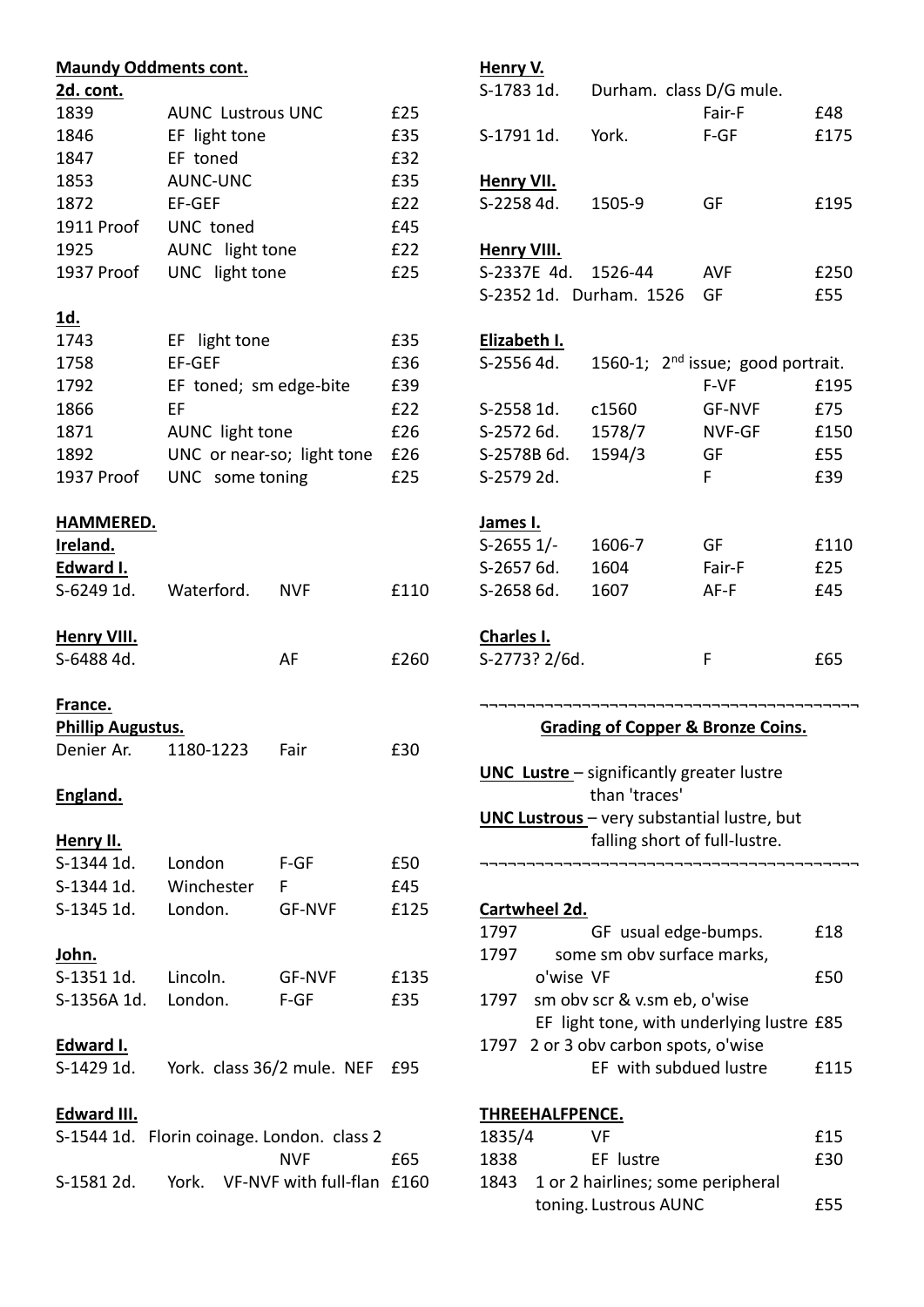**Maundy Oddments cont.**

**2d. cont.**

| | | |
|---|---|---|
| 1839 | AUNC Lustrous UNC | £25 |
| 1846 | EF light tone | £35 |
| 1847 | EF toned | £32 |
| 1853 | AUNC-UNC | £35 |
| 1872 | EF-GEF | £22 |
| 1911 Proof | UNC toned | £45 |
| 1925 | AUNC light tone | £22 |
| 1937 Proof | UNC light tone | £25 |

**1d.**

| | | |
|---|---|---|
| 1743 | EF light tone | £35 |
| 1758 | EF-GEF | £36 |
| 1792 | EF toned; sm edge-bite | £39 |
| 1866 | EF | £22 |
| 1871 | AUNC light tone | £26 |
| 1892 | UNC or near-so; light tone | £26 |
| 1937 Proof | UNC some toning | £25 |

**HAMMERED.**

**Ireland.**

**Edward I.**

| | | | |
|---|---|---|---|
| S-6249 1d. | Waterford. | NVF | £110 |

**Henry VIII.**

| | | | |
|---|---|---|---|
| S-6488 4d. | | AF | £260 |

**France.**

**Phillip Augustus.**

| | | | |
|---|---|---|---|
| Denier Ar. | 1180-1223 | Fair | £30 |

**England.**

**Henry II.**

| | | | |
|---|---|---|---|
| S-1344 1d. | London | F-GF | £50 |
| S-1344 1d. | Winchester | F | £45 |
| S-1345 1d. | London. | GF-NVF | £125 |

**John.**

| | | | |
|---|---|---|---|
| S-1351 1d. | Lincoln. | GF-NVF | £135 |
| S-1356A 1d. | London. | F-GF | £35 |

**Edward I.**

| | | |
|---|---|---|
| S-1429 1d. | York. class 36/2 mule. NEF | £95 |

**Edward III.**

| | | |
|---|---|---|
| S-1544 1d. | Florin coinage. London. class 2 NVF | £65 |
| S-1581 2d. | York. VF-NVF with full-flan | £160 |

**Henry V.**

| | | | |
|---|---|---|---|
| S-1783 1d. | Durham. class D/G mule. | Fair-F | £48 |
| S-1791 1d. | York. | F-GF | £175 |

**Henry VII.**

| | | | |
|---|---|---|---|
| S-2258 4d. | 1505-9 | GF | £195 |

**Henry VIII.**

| | | | |
|---|---|---|---|
| S-2337E 4d. | 1526-44 | AVF | £250 |
| S-2352 1d. | Durham. 1526 | GF | £55 |

**Elizabeth I.**

| | | | |
|---|---|---|---|
| S-2556 4d. | 1560-1; 2nd issue; good portrait. | F-VF | £195 |
| S-2558 1d. | c1560 | GF-NVF | £75 |
| S-2572 6d. | 1578/7 | NVF-GF | £150 |
| S-2578B 6d. | 1594/3 | GF | £55 |
| S-2579 2d. | | F | £39 |

**James I.**

| | | | |
|---|---|---|---|
| S-2655 1/- | 1606-7 | GF | £110 |
| S-2657 6d. | 1604 | Fair-F | £25 |
| S-2658 6d. | 1607 | AF-F | £45 |

**Charles I.**

| | | |
|---|---|---|
| S-2773? 2/6d. | F | £65 |

---

**Grading of Copper & Bronze Coins.**

**UNC Lustre** – significantly greater lustre than 'traces'

**UNC Lustrous** – very substantial lustre, but falling short of full-lustre.

---

**Cartwheel 2d.**

| | | |
|---|---|---|
| 1797 | GF usual edge-bumps. | £18 |
| 1797 | some sm obv surface marks, o'wise VF | £50 |
| 1797 | sm obv scr & v.sm eb, o'wise EF light tone, with underlying lustre | £85 |
| 1797 | 2 or 3 obv carbon spots, o'wise EF with subdued lustre | £115 |

**THREEHALFPENCE.**

| | | |
|---|---|---|
| 1835/4 | VF | £15 |
| 1838 | EF lustre | £30 |
| 1843 | 1 or 2 hairlines; some peripheral toning. Lustrous AUNC | £55 |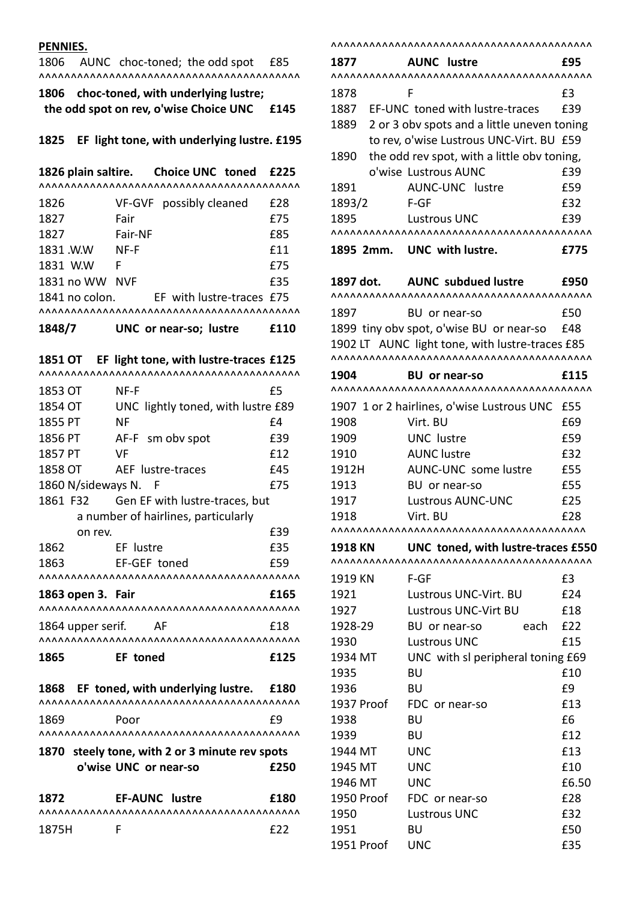**PENNIES.**

1806 AUNC choc-toned; the odd spot £85

^^^^^^^^^^^^^^^^^^^^^^^^^^^^^^^^^^^^^^^^^^

**1806 choc-toned, with underlying lustre; the odd spot on rev, o'wise Choice UNC £145**

**1825 EF light tone, with underlying lustre. £195**

**1826 plain saltire. Choice UNC toned £225**

^^^^^^^^^^^^^^^^^^^^^^^^^^^^^^^^^^^^^^^^^^

| | | |
|---|---|---|
| 1826 | VF-GVF possibly cleaned | £28 |
| 1827 | Fair | £75 |
| 1827 | Fair-NF | £85 |
| 1831 .W.W | NF-F | £11 |
| 1831 W.W | F | £75 |
| 1831 no WW | NVF | £35 |
| 1841 no colon. | EF with lustre-traces | £75 |

^^^^^^^^^^^^^^^^^^^^^^^^^^^^^^^^^^^^^^^^^^

**1848/7 UNC or near-so; lustre £110**

**1851 OT EF light tone, with lustre-traces £125**

^^^^^^^^^^^^^^^^^^^^^^^^^^^^^^^^^^^^^^^^^^

| | | |
|---|---|---|
| 1853 OT | NF-F | £5 |
| 1854 OT | UNC lightly toned, with lustre | £89 |
| 1855 PT | NF | £4 |
| 1856 PT | AF-F sm obv spot | £39 |
| 1857 PT | VF | £12 |
| 1858 OT | AEF lustre-traces | £45 |
| 1860 N/sideways N. | F | £75 |
| 1861 F32 | Gen EF with lustre-traces, but a number of hairlines, particularly on rev. | £39 |
| 1862 | EF lustre | £35 |
| 1863 | EF-GEF toned | £59 |

^^^^^^^^^^^^^^^^^^^^^^^^^^^^^^^^^^^^^^^^^^

**1863 open 3. Fair £165**

^^^^^^^^^^^^^^^^^^^^^^^^^^^^^^^^^^^^^^^^^^

1864 upper serif. AF £18

^^^^^^^^^^^^^^^^^^^^^^^^^^^^^^^^^^^^^^^^^^

**1865 EF toned £125**

**1868 EF toned, with underlying lustre. £180**

^^^^^^^^^^^^^^^^^^^^^^^^^^^^^^^^^^^^^^^^^^

1869 Poor £9

^^^^^^^^^^^^^^^^^^^^^^^^^^^^^^^^^^^^^^^^^^

**1870 steely tone, with 2 or 3 minute rev spots o'wise UNC or near-so £250**

**1872 EF-AUNC lustre £180**

^^^^^^^^^^^^^^^^^^^^^^^^^^^^^^^^^^^^^^^^^^

1875H F £22

^^^^^^^^^^^^^^^^^^^^^^^^^^^^^^^^^^^^^^^^^^

**1877 AUNC lustre £95**

^^^^^^^^^^^^^^^^^^^^^^^^^^^^^^^^^^^^^^^^^^

| | | |
|---|---|---|
| 1878 | F | £3 |
| 1887 | EF-UNC toned with lustre-traces | £39 |
| 1889 | 2 or 3 obv spots and a little uneven toning to rev, o'wise Lustrous UNC-Virt. BU | £59 |
| 1890 | the odd rev spot, with a little obv toning, o'wise Lustrous AUNC | £39 |
| 1891 | AUNC-UNC lustre | £59 |
| 1893/2 | F-GF | £32 |
| 1895 | Lustrous UNC | £39 |

^^^^^^^^^^^^^^^^^^^^^^^^^^^^^^^^^^^^^^^^^^

**1895 2mm. UNC with lustre. £775**

**1897 dot. AUNC subdued lustre £950**

^^^^^^^^^^^^^^^^^^^^^^^^^^^^^^^^^^^^^^^^^^

| | | |
|---|---|---|
| 1897 | BU or near-so | £50 |
| 1899 | tiny obv spot, o'wise BU or near-so | £48 |
| 1902 LT | AUNC light tone, with lustre-traces | £85 |

^^^^^^^^^^^^^^^^^^^^^^^^^^^^^^^^^^^^^^^^^^

**1904 BU or near-so £115**

^^^^^^^^^^^^^^^^^^^^^^^^^^^^^^^^^^^^^^^^^^

| | | |
|---|---|---|
| 1907 | 1 or 2 hairlines, o'wise Lustrous UNC | £55 |
| 1908 | Virt. BU | £69 |
| 1909 | UNC lustre | £59 |
| 1910 | AUNC lustre | £32 |
| 1912H | AUNC-UNC some lustre | £55 |
| 1913 | BU or near-so | £55 |
| 1917 | Lustrous AUNC-UNC | £25 |
| 1918 | Virt. BU | £28 |

^^^^^^^^^^^^^^^^^^^^^^^^^^^^^^^^^^^^^^^^^^

**1918 KN UNC toned, with lustre-traces £550**

^^^^^^^^^^^^^^^^^^^^^^^^^^^^^^^^^^^^^^^^^^

| | | |
|---|---|---|
| 1919 KN | F-GF | £3 |
| 1921 | Lustrous UNC-Virt. BU | £24 |
| 1927 | Lustrous UNC-Virt BU | £18 |
| 1928-29 | BU or near-so each | £22 |
| 1930 | Lustrous UNC | £15 |
| 1934 MT | UNC with sl peripheral toning | £69 |
| 1935 | BU | £10 |
| 1936 | BU | £9 |
| 1937 Proof | FDC or near-so | £13 |
| 1938 | BU | £6 |
| 1939 | BU | £12 |
| 1944 MT | UNC | £13 |
| 1945 MT | UNC | £10 |
| 1946 MT | UNC | £6.50 |
| 1950 Proof | FDC or near-so | £28 |
| 1950 | Lustrous UNC | £32 |
| 1951 | BU | £50 |
| 1951 Proof | UNC | £35 |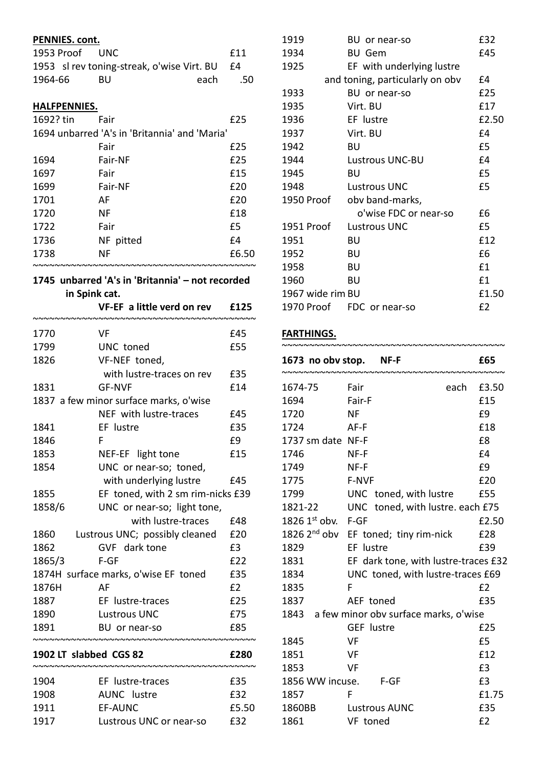**PENNIES. cont.**

| | | |
|---|---|---|
| 1953 Proof | UNC | £11 |
| 1953 sl rev toning-streak, o'wise Virt. BU | | £4 |
| 1964-66 | BU each | .50 |

**HALFPENNIES.**

| | | |
|---|---|---|
| 1692? tin | Fair | £25 |
| 1694 unbarred 'A's in 'Britannia' and 'Maria' | Fair | £25 |
| 1694 | Fair-NF | £25 |
| 1697 | Fair | £15 |
| 1699 | Fair-NF | £20 |
| 1701 | AF | £20 |
| 1720 | NF | £18 |
| 1722 | Fair | £5 |
| 1736 | NF pitted | £4 |
| 1738 | NF | £6.50 |

~~~~~~~~~~~~~~~~~~~~~~~~~~~~~~~~~~~~~~~~~~

**1745 unbarred 'A's in 'Britannia' – not recorded in Spink cat.**
**VF-EF a little verd on rev £125**

~~~~~~~~~~~~~~~~~~~~~~~~~~~~~~~~~~~~~~~~~~

| | | |
|---|---|---|
| 1770 | VF | £45 |
| 1799 | UNC toned | £55 |
| 1826 | VF-NEF toned, with lustre-traces on rev | £35 |
| 1831 | GF-NVF | £14 |
| 1837 a few minor surface marks, o'wise | NEF with lustre-traces | £45 |
| 1841 | EF lustre | £35 |
| 1846 | F | £9 |
| 1853 | NEF-EF light tone | £15 |
| 1854 | UNC or near-so; toned, with underlying lustre | £45 |
| 1855 | EF toned, with 2 sm rim-nicks | £39 |
| 1858/6 | UNC or near-so; light tone, with lustre-traces | £48 |
| 1860 | Lustrous UNC; possibly cleaned | £20 |
| 1862 | GVF dark tone | £3 |
| 1865/3 | F-GF | £22 |
| 1874H surface marks, o'wise EF toned | | £35 |
| 1876H | AF | £2 |
| 1887 | EF lustre-traces | £25 |
| 1890 | Lustrous UNC | £75 |
| 1891 | BU or near-so | £85 |

~~~~~~~~~~~~~~~~~~~~~~~~~~~~~~~~~~~~~~~~~~

**1902 LT slabbed CGS 82 £280**

~~~~~~~~~~~~~~~~~~~~~~~~~~~~~~~~~~~~~~~~~~

| | | |
|---|---|---|
| 1904 | EF lustre-traces | £35 |
| 1908 | AUNC lustre | £32 |
| 1911 | EF-AUNC | £5.50 |
| 1917 | Lustrous UNC or near-so | £32 |
| 1919 | BU or near-so | £32 |
| 1934 | BU Gem | £45 |
| 1925 | EF with underlying lustre and toning, particularly on obv | £4 |
| 1933 | BU or near-so | £25 |
| 1935 | Virt. BU | £17 |
| 1936 | EF lustre | £2.50 |
| 1937 | Virt. BU | £4 |
| 1942 | BU | £5 |
| 1944 | Lustrous UNC-BU | £4 |
| 1945 | BU | £5 |
| 1948 | Lustrous UNC | £5 |
| 1950 Proof | obv band-marks, o'wise FDC or near-so | £6 |
| 1951 Proof | Lustrous UNC | £5 |
| 1951 | BU | £12 |
| 1952 | BU | £6 |
| 1958 | BU | £1 |
| 1960 | BU | £1 |
| 1967 wide rim | BU | £1.50 |
| 1970 Proof | FDC or near-so | £2 |

**FARTHINGS.**

~~~~~~~~~~~~~~~~~~~~~~~~~~~~~~~~~~~~~~~~~~

**1673 no obv stop. NF-F £65**

~~~~~~~~~~~~~~~~~~~~~~~~~~~~~~~~~~~~~~~~~~

| | | |
|---|---|---|
| 1674-75 | Fair each | £3.50 |
| 1694 | Fair-F | £15 |
| 1720 | NF | £9 |
| 1724 | AF-F | £18 |
| 1737 sm date | NF-F | £8 |
| 1746 | NF-F | £4 |
| 1749 | NF-F | £9 |
| 1775 | F-NVF | £20 |
| 1799 | UNC toned, with lustre | £55 |
| 1821-22 | UNC toned, with lustre. each | £75 |
| 1826 1st obv. | F-GF | £2.50 |
| 1826 2nd obv | EF toned; tiny rim-nick | £28 |
| 1829 | EF lustre | £39 |
| 1831 | EF dark tone, with lustre-traces | £32 |
| 1834 | UNC toned, with lustre-traces | £69 |
| 1835 | F | £2 |
| 1837 | AEF toned | £35 |
| 1843 a few minor obv surface marks, o'wise | GEF lustre | £25 |
| 1845 | VF | £5 |
| 1851 | VF | £12 |
| 1853 | VF | £3 |
| 1856 WW incuse. | F-GF | £3 |
| 1857 | F | £1.75 |
| 1860BB | Lustrous AUNC | £35 |
| 1861 | VF toned | £2 |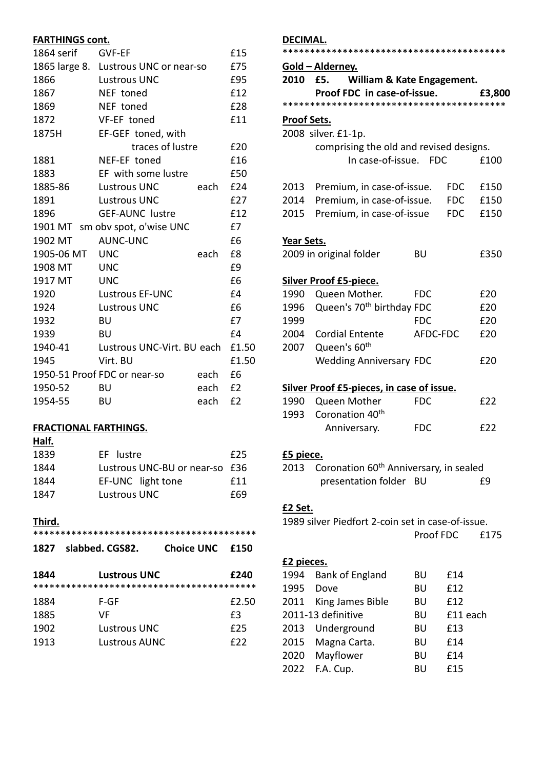**FARTHINGS cont.**

| | | | |
|---|---|---|---|
| 1864 serif | GVF-EF | | £15 |
| 1865 large 8. | Lustrous UNC or near-so | | £75 |
| 1866 | Lustrous UNC | | £95 |
| 1867 | NEF toned | | £12 |
| 1869 | NEF toned | | £28 |
| 1872 | VF-EF toned | | £11 |
| 1875H | EF-GEF toned, with traces of lustre | | £20 |
| 1881 | NEF-EF toned | | £16 |
| 1883 | EF with some lustre | | £50 |
| 1885-86 | Lustrous UNC | each | £24 |
| 1891 | Lustrous UNC | | £27 |
| 1896 | GEF-AUNC lustre | | £12 |
| 1901 MT | sm obv spot, o'wise UNC | | £7 |
| 1902 MT | AUNC-UNC | | £6 |
| 1905-06 MT | UNC | each | £8 |
| 1908 MT | UNC | | £9 |
| 1917 MT | UNC | | £6 |
| 1920 | Lustrous EF-UNC | | £4 |
| 1924 | Lustrous UNC | | £6 |
| 1932 | BU | | £7 |
| 1939 | BU | | £4 |
| 1940-41 | Lustrous UNC-Virt. BU | each | £1.50 |
| 1945 | Virt. BU | | £1.50 |
| 1950-51 | Proof FDC or near-so | each | £6 |
| 1950-52 | BU | each | £2 |
| 1954-55 | BU | each | £2 |

**FRACTIONAL FARTHINGS.**

**Half.**

| | | |
|---|---|---|
| 1839 | EF lustre | £25 |
| 1844 | Lustrous UNC-BU or near-so | £36 |
| 1844 | EF-UNC light tone | £11 |
| 1847 | Lustrous UNC | £69 |

**Third.**

*****************************************

**1827 slabbed. CGS82. Choice UNC £150**

**1844 Lustrous UNC £240**

*****************************************

| | | |
|---|---|---|
| 1884 | F-GF | £2.50 |
| 1885 | VF | £3 |
| 1902 | Lustrous UNC | £25 |
| 1913 | Lustrous AUNC | £22 |

**DECIMAL.**

*****************************************

**Gold – Alderney.**

**2010 £5. William & Kate Engagement. Proof FDC in case-of-issue. £3,800**

*****************************************

**Proof Sets.**

2008 silver. £1-1p. comprising the old and revised designs. In case-of-issue. FDC £100

| | | | |
|---|---|---|---|
| 2013 | Premium, in case-of-issue. | FDC | £150 |
| 2014 | Premium, in case-of-issue. | FDC | £150 |
| 2015 | Premium, in case-of-issue | FDC | £150 |

**Year Sets.**

| | | |
|---|---|---|
| 2009 in original folder | BU | £350 |

**Silver Proof £5-piece.**

| | | | |
|---|---|---|---|
| 1990 | Queen Mother. | FDC | £20 |
| 1996 | Queen's 70th birthday | FDC | £20 |
| 1999 | | FDC | £20 |
| 2004 | Cordial Entente | AFDC-FDC | £20 |
| 2007 | Queen's 60th Wedding Anniversary | FDC | £20 |

**Silver Proof £5-pieces, in case of issue.**

| | | | |
|---|---|---|---|
| 1990 | Queen Mother | FDC | £22 |
| 1993 | Coronation 40th Anniversary. | FDC | £22 |

**£5 piece.**

2013 Coronation 60th Anniversary, in sealed presentation folder BU £9

**£2 Set.**

1989 silver Piedfort 2-coin set in case-of-issue. Proof FDC £175

**£2 pieces.**

| | | | |
|---|---|---|---|
| 1994 | Bank of England | BU | £14 |
| 1995 | Dove | BU | £12 |
| 2011 | King James Bible | BU | £12 |
| 2011-13 | definitive | BU | £11 each |
| 2013 | Underground | BU | £13 |
| 2015 | Magna Carta. | BU | £14 |
| 2020 | Mayflower | BU | £14 |
| 2022 | F.A. Cup. | BU | £15 |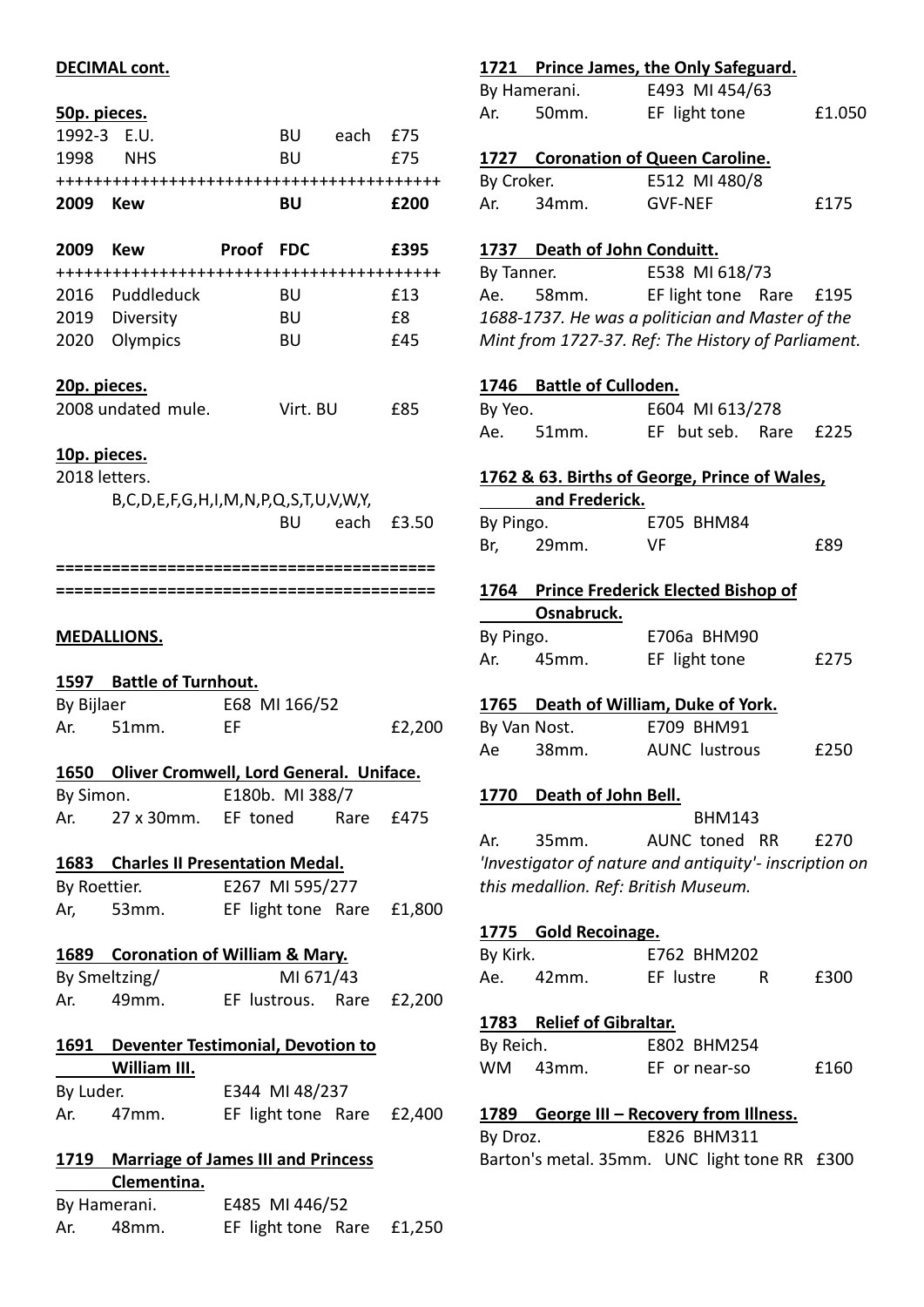**DECIMAL cont.**

**50p. pieces.**

| | | | | |
|---|---|---|---|---|
| 1992-3 | E.U. | BU | each | £75 |
| 1998 | NHS | BU | | £75 |

++++++++++++++++++++++++++++++++++++++++

| | | | | |
|---|---|---|---|---|
| **2009** | **Kew** | **BU** | | **£200** |
| **2009** | **Kew** | **Proof** | **FDC** | **£395** |

++++++++++++++++++++++++++++++++++++++++

| | | | |
|---|---|---|---|
| 2016 | Puddleduck | BU | £13 |
| 2019 | Diversity | BU | £8 |
| 2020 | Olympics | BU | £45 |

**20p. pieces.**

2008 undated mule. Virt. BU £85

**10p. pieces.**

2018 letters.

B,C,D,E,F,G,H,I,M,N,P,Q,S,T,U,V,W,Y, BU each £3.50

========================================
========================================

**MEDALLIONS.**

**1597 Battle of Turnhout.**

By Bijlaer E68 MI 166/52
Ar. 51mm. EF £2,200

**1650 Oliver Cromwell, Lord General. Uniface.**

By Simon. E180b. MI 388/7
Ar. 27 x 30mm. EF toned Rare £475

**1683 Charles II Presentation Medal.**

By Roettier. E267 MI 595/277
Ar, 53mm. EF light tone Rare £1,800

**1689 Coronation of William & Mary.**

By Smeltzing/ MI 671/43
Ar. 49mm. EF lustrous. Rare £2,200

**1691 Deventer Testimonial, Devotion to William III.**

By Luder. E344 MI 48/237
Ar. 47mm. EF light tone Rare £2,400

**1719 Marriage of James III and Princess Clementina.**

By Hamerani. E485 MI 446/52
Ar. 48mm. EF light tone Rare £1,250

**1721 Prince James, the Only Safeguard.**

By Hamerani. E493 MI 454/63
Ar. 50mm. EF light tone £1.050

**1727 Coronation of Queen Caroline.**

By Croker. E512 MI 480/8
Ar. 34mm. GVF-NEF £175

**1737 Death of John Conduitt.**

By Tanner. E538 MI 618/73
Ae. 58mm. EF light tone Rare £195

*1688-1737. He was a politician and Master of the Mint from 1727-37. Ref: The History of Parliament.*

**1746 Battle of Culloden.**

By Yeo. E604 MI 613/278
Ae. 51mm. EF but seb. Rare £225

**1762 & 63. Births of George, Prince of Wales, and Frederick.**

By Pingo. E705 BHM84
Br, 29mm. VF £89

**1764 Prince Frederick Elected Bishop of Osnabruck.**

By Pingo. E706a BHM90
Ar. 45mm. EF light tone £275

**1765 Death of William, Duke of York.**

By Van Nost. E709 BHM91
Ae 38mm. AUNC lustrous £250

**1770 Death of John Bell.**

BHM143
Ar. 35mm. AUNC toned RR £270

*'Investigator of nature and antiquity'- inscription on this medallion. Ref: British Museum.*

**1775 Gold Recoinage.**

By Kirk. E762 BHM202
Ae. 42mm. EF lustre R £300

**1783 Relief of Gibraltar.**

By Reich. E802 BHM254
WM 43mm. EF or near-so £160

**1789 George III – Recovery from Illness.**

By Droz. E826 BHM311
Barton's metal. 35mm. UNC light tone RR £300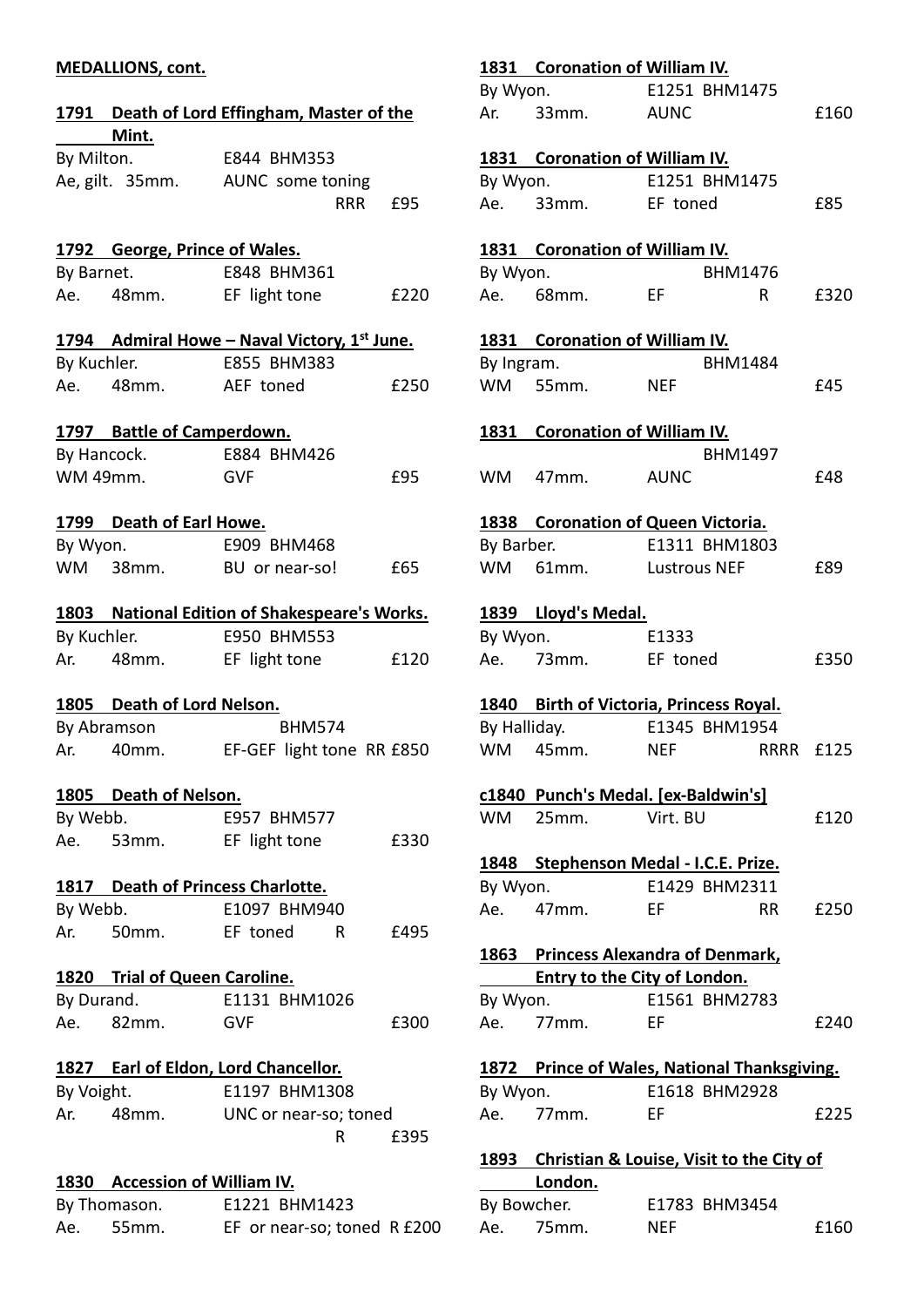**MEDALLIONS, cont.**

**1791 Death of Lord Effingham, Master of the Mint.**
By Milton. E844 BHM353
Ae, gilt. 35mm. AUNC some toning RRR £95

**1792 George, Prince of Wales.**
By Barnet. E848 BHM361
Ae. 48mm. EF light tone £220

**1794 Admiral Howe – Naval Victory, 1st June.**
By Kuchler. E855 BHM383
Ae. 48mm. AEF toned £250

**1797 Battle of Camperdown.**
By Hancock. E884 BHM426
WM 49mm. GVF £95

**1799 Death of Earl Howe.**
By Wyon. E909 BHM468
WM 38mm. BU or near-so! £65

**1803 National Edition of Shakespeare's Works.**
By Kuchler. E950 BHM553
Ar. 48mm. EF light tone £120

**1805 Death of Lord Nelson.**
By Abramson BHM574
Ar. 40mm. EF-GEF light tone RR £850

**1805 Death of Nelson.**
By Webb. E957 BHM577
Ae. 53mm. EF light tone £330

**1817 Death of Princess Charlotte.**
By Webb. E1097 BHM940
Ar. 50mm. EF toned R £495

**1820 Trial of Queen Caroline.**
By Durand. E1131 BHM1026
Ae. 82mm. GVF £300

**1827 Earl of Eldon, Lord Chancellor.**
By Voight. E1197 BHM1308
Ar. 48mm. UNC or near-so; toned R £395

**1830 Accession of William IV.**
By Thomason. E1221 BHM1423
Ae. 55mm. EF or near-so; toned R £200

**1831 Coronation of William IV.**
By Wyon. E1251 BHM1475
Ar. 33mm. AUNC £160

**1831 Coronation of William IV.**
By Wyon. E1251 BHM1475
Ae. 33mm. EF toned £85

**1831 Coronation of William IV.**
By Wyon. BHM1476
Ae. 68mm. EF R £320

**1831 Coronation of William IV.**
By Ingram. BHM1484
WM 55mm. NEF £45

**1831 Coronation of William IV.**
BHM1497
WM 47mm. AUNC £48

**1838 Coronation of Queen Victoria.**
By Barber. E1311 BHM1803
WM 61mm. Lustrous NEF £89

**1839 Lloyd's Medal.**
By Wyon. E1333
Ae. 73mm. EF toned £350

**1840 Birth of Victoria, Princess Royal.**
By Halliday. E1345 BHM1954
WM 45mm. NEF RRRR £125

**c1840 Punch's Medal. [ex-Baldwin's]**
WM 25mm. Virt. BU £120

**1848 Stephenson Medal - I.C.E. Prize.**
By Wyon. E1429 BHM2311
Ae. 47mm. EF RR £250

**1863 Princess Alexandra of Denmark, Entry to the City of London.**
By Wyon. E1561 BHM2783
Ae. 77mm. EF £240

**1872 Prince of Wales, National Thanksgiving.**
By Wyon. E1618 BHM2928
Ae. 77mm. EF £225

**1893 Christian & Louise, Visit to the City of London.**
By Bowcher. E1783 BHM3454
Ae. 75mm. NEF £160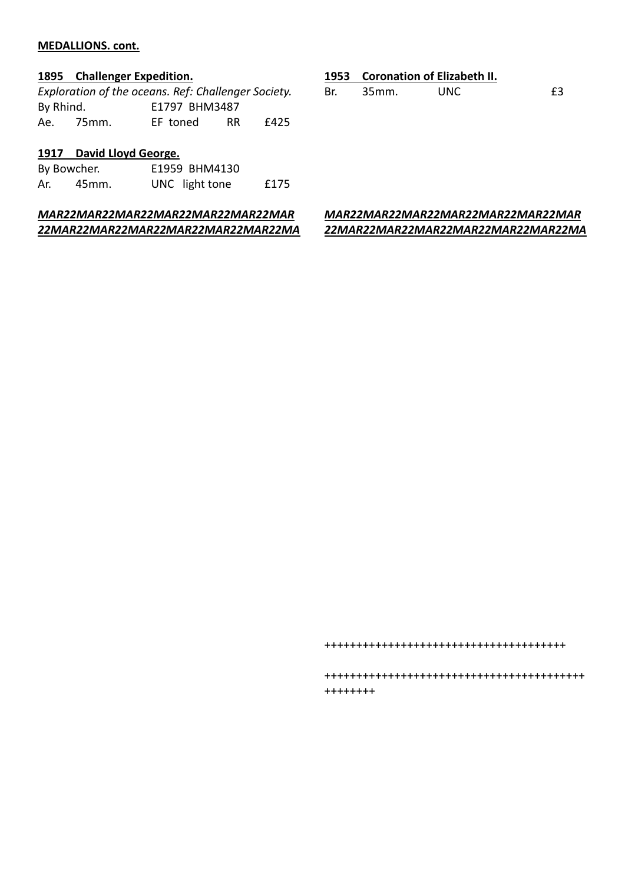**MEDALLIONS. cont.**

**1895 Challenger Expedition.**

*Exploration of the oceans. Ref: Challenger Society.*

| | | | | |
|---|---|---|---|---|
| By Rhind. | | E1797 BHM3487 | | |
| Ae. | 75mm. | EF toned | RR | £425 |

**1917 David Lloyd George.**

| | | | |
|---|---|---|---|
| By Bowcher. | | E1959 BHM4130 | |
| Ar. | 45mm. | UNC light tone | £175 |

***MAR22MAR22MAR22MAR22MAR22MAR22MAR22MAR22MAR22MAR22MAR22MAR22MAR22MA***

**1953 Coronation of Elizabeth II.**

| | | | |
|---|---|---|---|
| Br. | 35mm. | UNC | £3 |

***MAR22MAR22MAR22MAR22MAR22MAR22MAR22MAR22MAR22MAR22MAR22MAR22MAR22MA***

++++++++++++++++++++++++++++++++++++++

+++++++++++++++++++++++++++++++++++++++++
++++++++